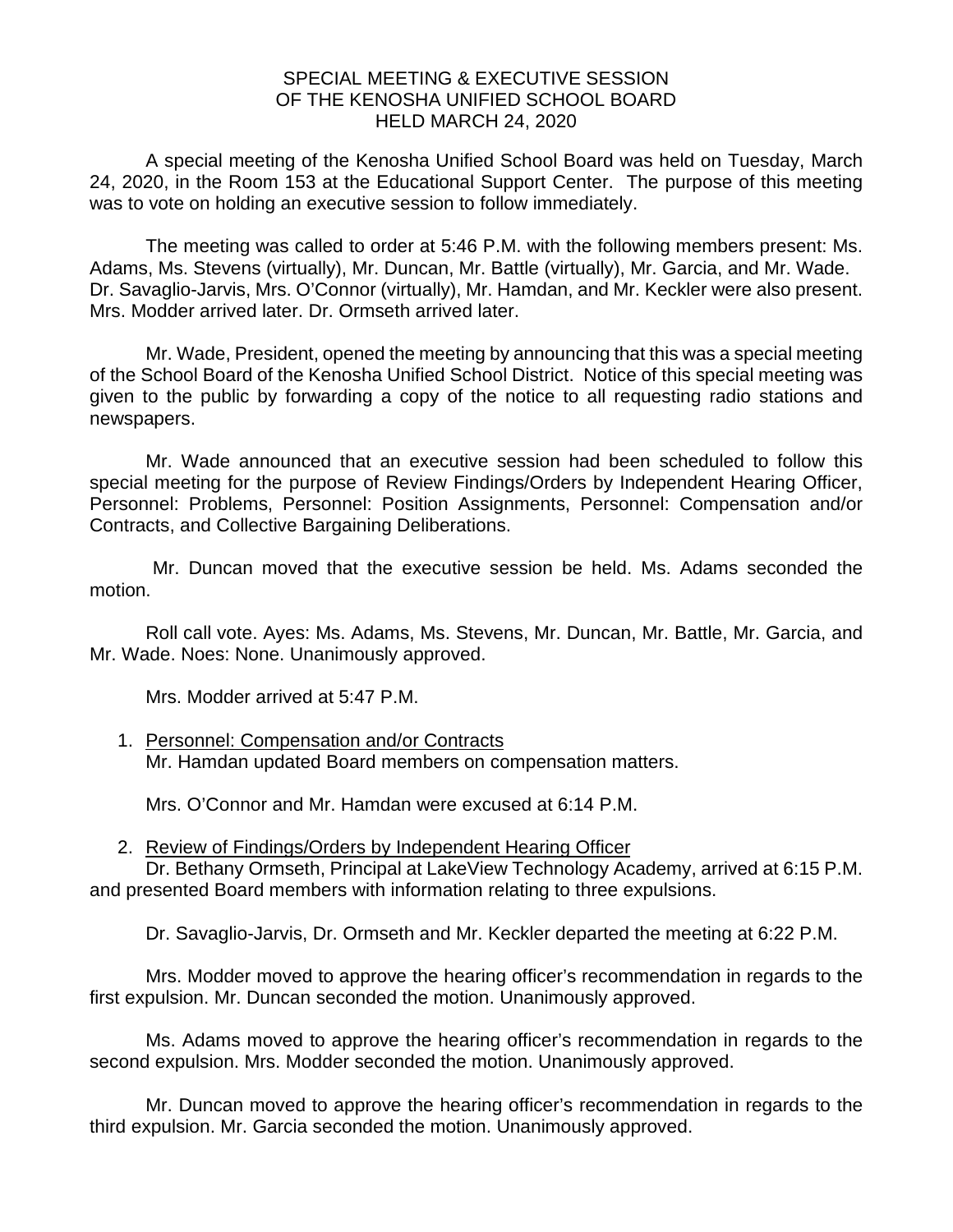SPECIAL MEETING & EXECUTIVE SESSION
OF THE KENOSHA UNIFIED SCHOOL BOARD
HELD MARCH 24, 2020

A special meeting of the Kenosha Unified School Board was held on Tuesday, March 24, 2020, in the Room 153 at the Educational Support Center. The purpose of this meeting was to vote on holding an executive session to follow immediately.

The meeting was called to order at 5:46 P.M. with the following members present: Ms. Adams, Ms. Stevens (virtually), Mr. Duncan, Mr. Battle (virtually), Mr. Garcia, and Mr. Wade. Dr. Savaglio-Jarvis, Mrs. O'Connor (virtually), Mr. Hamdan, and Mr. Keckler were also present. Mrs. Modder arrived later. Dr. Ormseth arrived later.

Mr. Wade, President, opened the meeting by announcing that this was a special meeting of the School Board of the Kenosha Unified School District. Notice of this special meeting was given to the public by forwarding a copy of the notice to all requesting radio stations and newspapers.

Mr. Wade announced that an executive session had been scheduled to follow this special meeting for the purpose of Review Findings/Orders by Independent Hearing Officer, Personnel: Problems, Personnel: Position Assignments, Personnel: Compensation and/or Contracts, and Collective Bargaining Deliberations.

Mr. Duncan moved that the executive session be held. Ms. Adams seconded the motion.

Roll call vote. Ayes: Ms. Adams, Ms. Stevens, Mr. Duncan, Mr. Battle, Mr. Garcia, and Mr. Wade. Noes: None. Unanimously approved.

Mrs. Modder arrived at 5:47 P.M.

1. Personnel: Compensation and/or Contracts
   Mr. Hamdan updated Board members on compensation matters.

   Mrs. O'Connor and Mr. Hamdan were excused at 6:14 P.M.

2. Review of Findings/Orders by Independent Hearing Officer
   Dr. Bethany Ormseth, Principal at LakeView Technology Academy, arrived at 6:15 P.M. and presented Board members with information relating to three expulsions.

   Dr. Savaglio-Jarvis, Dr. Ormseth and Mr. Keckler departed the meeting at 6:22 P.M.

   Mrs. Modder moved to approve the hearing officer's recommendation in regards to the first expulsion. Mr. Duncan seconded the motion. Unanimously approved.

   Ms. Adams moved to approve the hearing officer's recommendation in regards to the second expulsion. Mrs. Modder seconded the motion. Unanimously approved.

   Mr. Duncan moved to approve the hearing officer's recommendation in regards to the third expulsion. Mr. Garcia seconded the motion. Unanimously approved.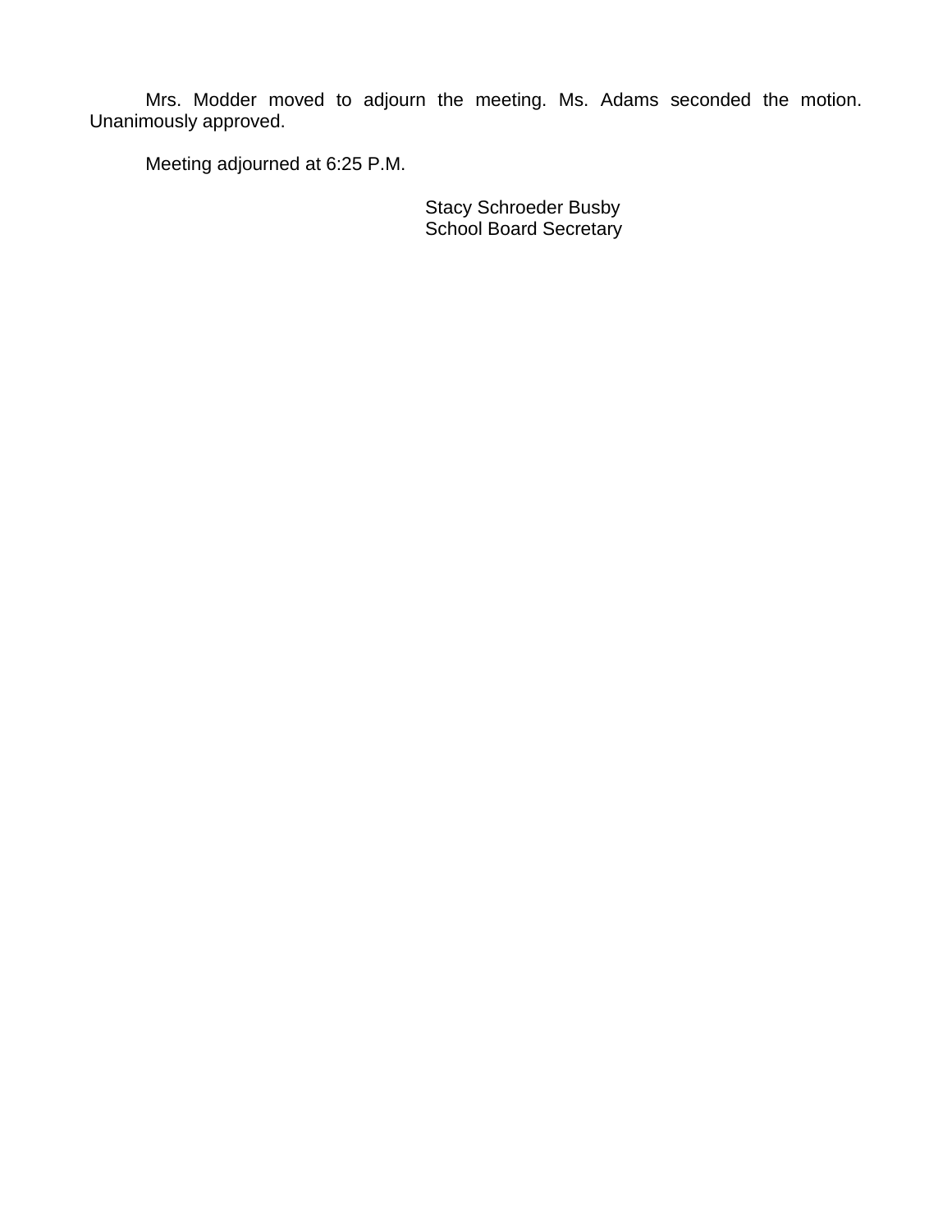Mrs. Modder moved to adjourn the meeting. Ms. Adams seconded the motion. Unanimously approved.

Meeting adjourned at 6:25 P.M.

Stacy Schroeder Busby
School Board Secretary